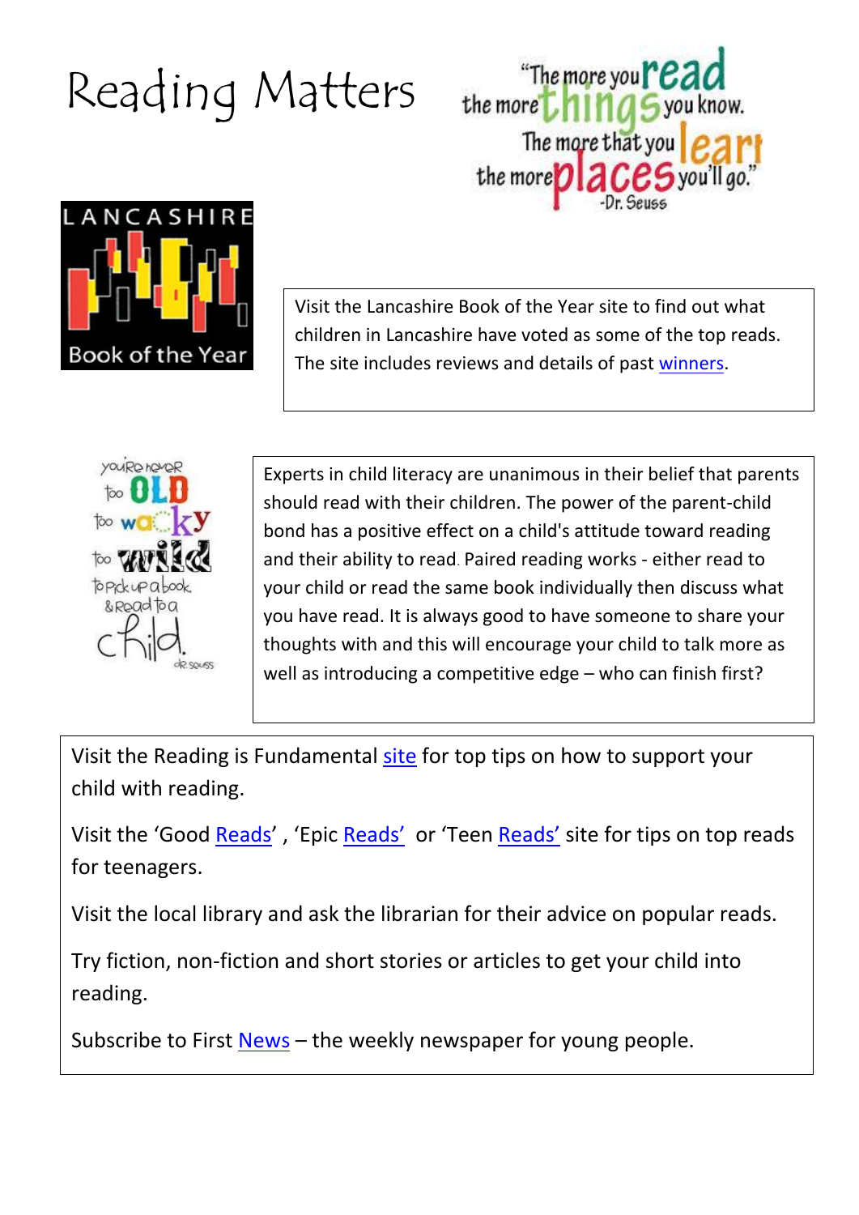# Reading Matters

"The more that you read, the more things you know. The more that you learn, the more places you'll go."
-Dr. Seuss

LANCASHIRE Book of the Year

Visit the Lancashire Book of the Year site to find out what children in Lancashire have voted as some of the top reads. The site includes reviews and details of past winners.

You're never too old, too wacky, too wild to pick up a book & read to a child. - dr seuss

Experts in child literacy are unanimous in their belief that parents should read with their children. The power of the parent-child bond has a positive effect on a child's attitude toward reading and their ability to read. Paired reading works - either read to your child or read the same book individually then discuss what you have read. It is always good to have someone to share your thoughts with and this will encourage your child to talk more as well as introducing a competitive edge – who can finish first?

Visit the Reading is Fundamental site for top tips on how to support your child with reading.

Visit the 'Good Reads', 'Epic Reads' or 'Teen Reads' site for tips on top reads for teenagers.

Visit the local library and ask the librarian for their advice on popular reads.

Try fiction, non-fiction and short stories or articles to get your child into reading.

Subscribe to First News – the weekly newspaper for young people.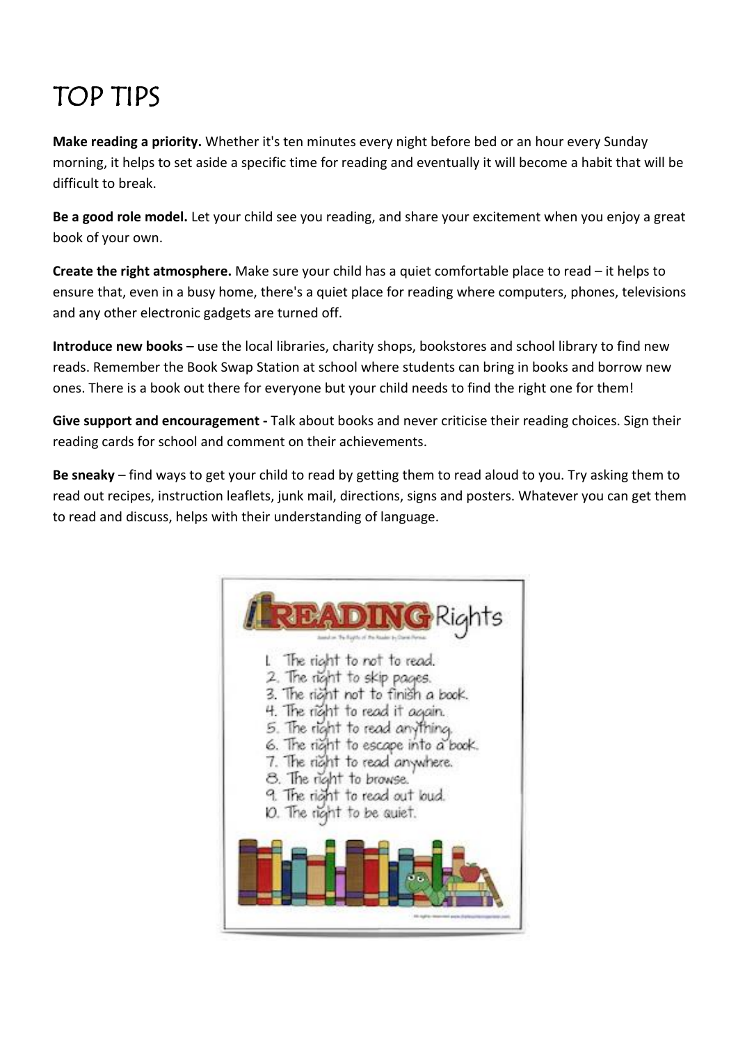# TOP TIPS

**Make reading a priority.** Whether it's ten minutes every night before bed or an hour every Sunday morning, it helps to set aside a specific time for reading and eventually it will become a habit that will be difficult to break.

**Be a good role model.** Let your child see you reading, and share your excitement when you enjoy a great book of your own.

**Create the right atmosphere.** Make sure your child has a quiet comfortable place to read – it helps to ensure that, even in a busy home, there's a quiet place for reading where computers, phones, televisions and any other electronic gadgets are turned off.

**Introduce new books –** use the local libraries, charity shops, bookstores and school library to find new reads. Remember the Book Swap Station at school where students can bring in books and borrow new ones. There is a book out there for everyone but your child needs to find the right one for them!

**Give support and encouragement -** Talk about books and never criticise their reading choices. Sign their reading cards for school and comment on their achievements.

**Be sneaky** – find ways to get your child to read by getting them to read aloud to you. Try asking them to read out recipes, instruction leaflets, junk mail, directions, signs and posters. Whatever you can get them to read and discuss, helps with their understanding of language.

READING Rights

1. The right to not to read.
2. The right to skip pages.
3. The right not to finish a book.
4. The right to read it again.
5. The right to read anything.
6. The right to escape into a book.
7. The right to read anywhere.
8. The right to browse.
9. The right to read out loud.
10. The right to be quiet.